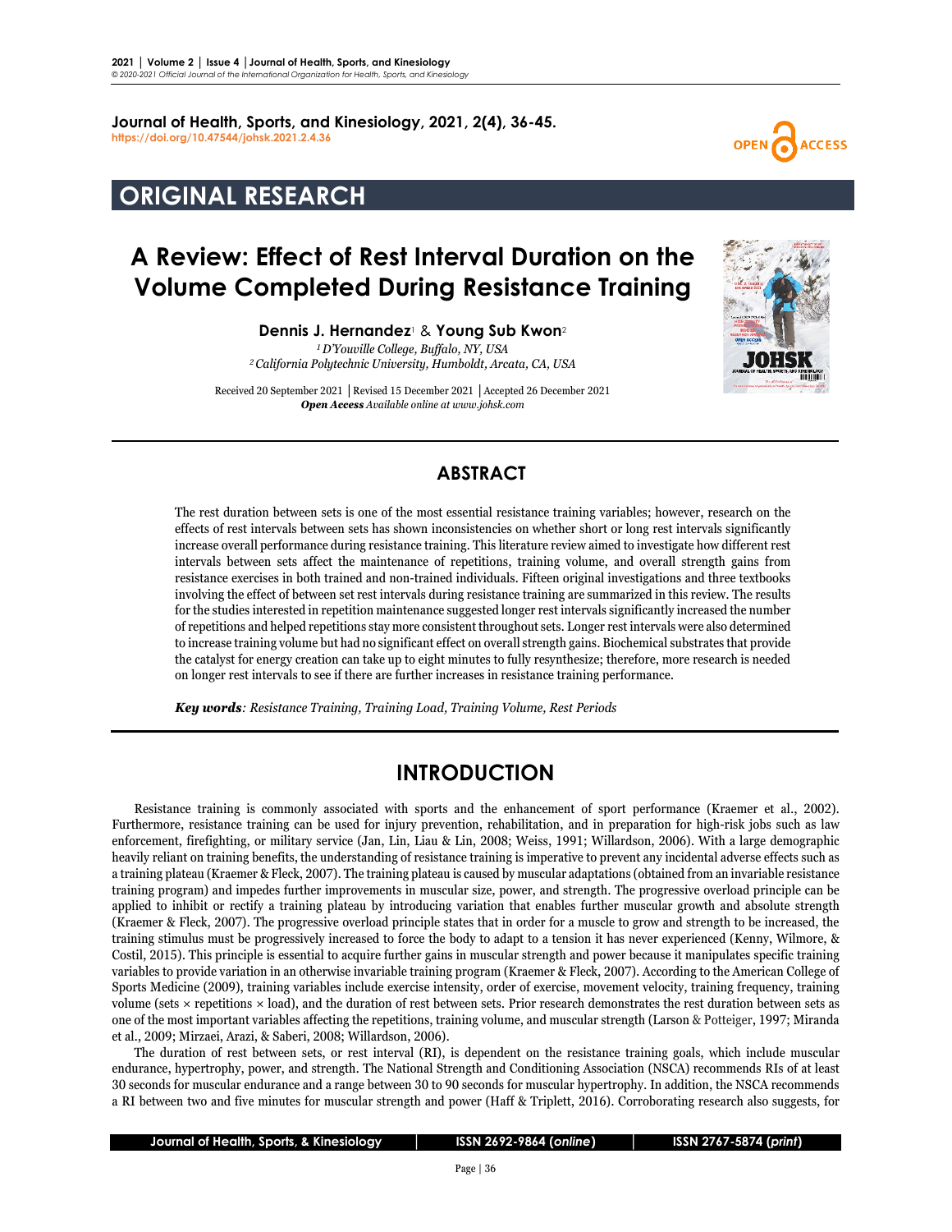**Journal of Health, Sports, and Kinesiology, 2021, 2(4), 36-45.**
https://doi.org/10.47544/johsk.2021.2.4.36

## ORIGINAL RESEARCH

# A Review: Effect of Rest Interval Duration on the Volume Completed During Resistance Training

**Dennis J. Hernandez**[1] & **Young Sub Kwon**[2]

[1] *D'Youville College, Buffalo, NY, USA*
[2] *California Polytechnic University, Humboldt, Arcata, CA, USA*

Received 20 September 2021 │Revised 15 December 2021 │Accepted 26 December 2021
***Open Access*** *Available online at www.johsk.com*

## ABSTRACT

The rest duration between sets is one of the most essential resistance training variables; however, research on the effects of rest intervals between sets has shown inconsistencies on whether short or long rest intervals significantly increase overall performance during resistance training. This literature review aimed to investigate how different rest intervals between sets affect the maintenance of repetitions, training volume, and overall strength gains from resistance exercises in both trained and non-trained individuals. Fifteen original investigations and three textbooks involving the effect of between set rest intervals during resistance training are summarized in this review. The results for the studies interested in repetition maintenance suggested longer rest intervals significantly increased the number of repetitions and helped repetitions stay more consistent throughout sets. Longer rest intervals were also determined to increase training volume but had no significant effect on overall strength gains. Biochemical substrates that provide the catalyst for energy creation can take up to eight minutes to fully resynthesize; therefore, more research is needed on longer rest intervals to see if there are further increases in resistance training performance.

***Key words****: Resistance Training, Training Load, Training Volume, Rest Periods*

## INTRODUCTION

Resistance training is commonly associated with sports and the enhancement of sport performance (Kraemer et al., 2002). Furthermore, resistance training can be used for injury prevention, rehabilitation, and in preparation for high-risk jobs such as law enforcement, firefighting, or military service (Jan, Lin, Liau & Lin, 2008; Weiss, 1991; Willardson, 2006). With a large demographic heavily reliant on training benefits, the understanding of resistance training is imperative to prevent any incidental adverse effects such as a training plateau (Kraemer & Fleck, 2007). The training plateau is caused by muscular adaptations (obtained from an invariable resistance training program) and impedes further improvements in muscular size, power, and strength. The progressive overload principle can be applied to inhibit or rectify a training plateau by introducing variation that enables further muscular growth and absolute strength (Kraemer & Fleck, 2007). The progressive overload principle states that in order for a muscle to grow and strength to be increased, the training stimulus must be progressively increased to force the body to adapt to a tension it has never experienced (Kenny, Wilmore, & Costil, 2015). This principle is essential to acquire further gains in muscular strength and power because it manipulates specific training variables to provide variation in an otherwise invariable training program (Kraemer & Fleck, 2007). According to the American College of Sports Medicine (2009), training variables include exercise intensity, order of exercise, movement velocity, training frequency, training volume (sets × repetitions × load), and the duration of rest between sets. Prior research demonstrates the rest duration between sets as one of the most important variables affecting the repetitions, training volume, and muscular strength (Larson & Potteiger, 1997; Miranda et al., 2009; Mirzaei, Arazi, & Saberi, 2008; Willardson, 2006).

The duration of rest between sets, or rest interval (RI), is dependent on the resistance training goals, which include muscular endurance, hypertrophy, power, and strength. The National Strength and Conditioning Association (NSCA) recommends RIs of at least 30 seconds for muscular endurance and a range between 30 to 90 seconds for muscular hypertrophy. In addition, the NSCA recommends a RI between two and five minutes for muscular strength and power (Haff & Triplett, 2016). Corroborating research also suggests, for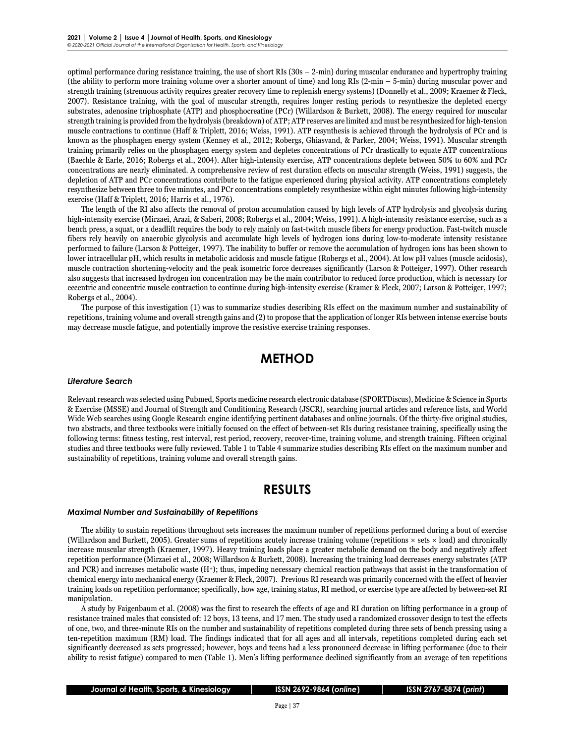optimal performance during resistance training, the use of short RIs (30s – 2-min) during muscular endurance and hypertrophy training (the ability to perform more training volume over a shorter amount of time) and long RIs (2-min – 5-min) during muscular power and strength training (strenuous activity requires greater recovery time to replenish energy systems) (Donnelly et al., 2009; Kraemer & Fleck, 2007). Resistance training, with the goal of muscular strength, requires longer resting periods to resynthesize the depleted energy substrates, adenosine triphosphate (ATP) and phosphocreatine (PCr) (Willardson & Burkett, 2008). The energy required for muscular strength training is provided from the hydrolysis (breakdown) of ATP; ATP reserves are limited and must be resynthesized for high-tension muscle contractions to continue (Haff & Triplett, 2016; Weiss, 1991). ATP resynthesis is achieved through the hydrolysis of PCr and is known as the phosphagen energy system (Kenney et al., 2012; Robergs, Ghiasvand, & Parker, 2004; Weiss, 1991). Muscular strength training primarily relies on the phosphagen energy system and depletes concentrations of PCr drastically to equate ATP concentrations (Baechle & Earle, 2016; Robergs et al., 2004). After high-intensity exercise, ATP concentrations deplete between 50% to 60% and PCr concentrations are nearly eliminated. A comprehensive review of rest duration effects on muscular strength (Weiss, 1991) suggests, the depletion of ATP and PCr concentrations contribute to the fatigue experienced during physical activity. ATP concentrations completely resynthesize between three to five minutes, and PCr concentrations completely resynthesize within eight minutes following high-intensity exercise (Haff & Triplett, 2016; Harris et al., 1976).

The length of the RI also affects the removal of proton accumulation caused by high levels of ATP hydrolysis and glycolysis during high-intensity exercise (Mirzaei, Arazi, & Saberi, 2008; Robergs et al., 2004; Weiss, 1991). A high-intensity resistance exercise, such as a bench press, a squat, or a deadlift requires the body to rely mainly on fast-twitch muscle fibers for energy production. Fast-twitch muscle fibers rely heavily on anaerobic glycolysis and accumulate high levels of hydrogen ions during low-to-moderate intensity resistance performed to failure (Larson & Potteiger, 1997). The inability to buffer or remove the accumulation of hydrogen ions has been shown to lower intracellular pH, which results in metabolic acidosis and muscle fatigue (Robergs et al., 2004). At low pH values (muscle acidosis), muscle contraction shortening-velocity and the peak isometric force decreases significantly (Larson & Potteiger, 1997). Other research also suggests that increased hydrogen ion concentration may be the main contributor to reduced force production, which is necessary for eccentric and concentric muscle contraction to continue during high-intensity exercise (Kramer & Fleck, 2007; Larson & Potteiger, 1997; Robergs et al., 2004).

The purpose of this investigation (1) was to summarize studies describing RIs effect on the maximum number and sustainability of repetitions, training volume and overall strength gains and (2) to propose that the application of longer RIs between intense exercise bouts may decrease muscle fatigue, and potentially improve the resistive exercise training responses.

# METHOD

### *Literature Search*

Relevant research was selected using Pubmed, Sports medicine research electronic database (SPORTDiscus), Medicine & Science in Sports & Exercise (MSSE) and Journal of Strength and Conditioning Research (JSCR), searching journal articles and reference lists, and World Wide Web searches using Google Research engine identifying pertinent databases and online journals. Of the thirty-five original studies, two abstracts, and three textbooks were initially focused on the effect of between-set RIs during resistance training, specifically using the following terms: fitness testing, rest interval, rest period, recovery, recover-time, training volume, and strength training. Fifteen original studies and three textbooks were fully reviewed. Table 1 to Table 4 summarize studies describing RIs effect on the maximum number and sustainability of repetitions, training volume and overall strength gains.

# RESULTS

### *Maximal Number and Sustainability of Repetitions*

The ability to sustain repetitions throughout sets increases the maximum number of repetitions performed during a bout of exercise (Willardson and Burkett, 2005). Greater sums of repetitions acutely increase training volume (repetitions × sets × load) and chronically increase muscular strength (Kraemer, 1997). Heavy training loads place a greater metabolic demand on the body and negatively affect repetition performance (Mirzaei et al., 2008; Willardson & Burkett, 2008). Increasing the training load decreases energy substrates (ATP and PCR) and increases metabolic waste ($H^+$); thus, impeding necessary chemical reaction pathways that assist in the transformation of chemical energy into mechanical energy (Kraemer & Fleck, 2007). Previous RI research was primarily concerned with the effect of heavier training loads on repetition performance; specifically, how age, training status, RI method, or exercise type are affected by between-set RI manipulation.

A study by Faigenbaum et al. (2008) was the first to research the effects of age and RI duration on lifting performance in a group of resistance trained males that consisted of: 12 boys, 13 teens, and 17 men. The study used a randomized crossover design to test the effects of one, two, and three-minute RIs on the number and sustainability of repetitions completed during three sets of bench pressing using a ten-repetition maximum (RM) load. The findings indicated that for all ages and all intervals, repetitions completed during each set significantly decreased as sets progressed; however, boys and teens had a less pronounced decrease in lifting performance (due to their ability to resist fatigue) compared to men (Table 1). Men's lifting performance declined significantly from an average of ten repetitions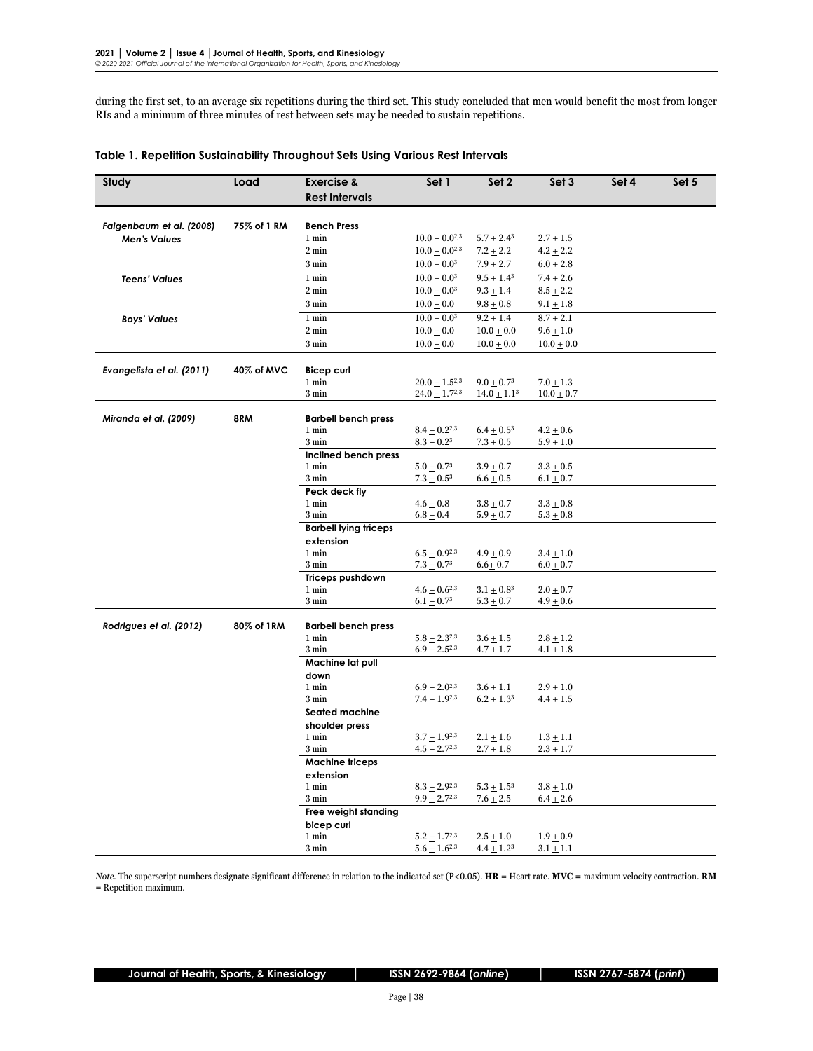during the first set, to an average six repetitions during the third set. This study concluded that men would benefit the most from longer RIs and a minimum of three minutes of rest between sets may be needed to sustain repetitions.

**Table 1. Repetition Sustainability Throughout Sets Using Various Rest Intervals**

| Study | Load | Exercise & Rest Intervals | Set 1 | Set 2 | Set 3 | Set 4 | Set 5 |
|---|---|---|---|---|---|---|---|
| *Faigenbaum et al. (2008)* | 75% of 1 RM | **Bench Press** | | | | | |
| ***Men's Values*** | | 1 min | $10.0 \pm 0.0^{2,3}$ | $5.7 \pm 2.4^{3}$ | $2.7 \pm 1.5$ | | |
| | | 2 min | $10.0 \pm 0.0^{2,3}$ | $7.2 \pm 2.2$ | $4.2 \pm 2.2$ | | |
| | | 3 min | $10.0 \pm 0.0^{3}$ | $7.9 \pm 2.7$ | $6.0 \pm 2.8$ | | |
| ***Teens' Values*** | | 1 min | $10.0 \pm 0.0^{3}$ | $9.5 \pm 1.4^{3}$ | $7.4 \pm 2.6$ | | |
| | | 2 min | $10.0 \pm 0.0^{3}$ | $9.3 \pm 1.4$ | $8.5 \pm 2.2$ | | |
| | | 3 min | $10.0 \pm 0.0$ | $9.8 \pm 0.8$ | $9.1 \pm 1.8$ | | |
| ***Boys' Values*** | | 1 min | $10.0 \pm 0.0^{3}$ | $9.2 \pm 1.4$ | $8.7 \pm 2.1$ | | |
| | | 2 min | $10.0 \pm 0.0$ | $10.0 \pm 0.0$ | $9.6 \pm 1.0$ | | |
| | | 3 min | $10.0 \pm 0.0$ | $10.0 \pm 0.0$ | $10.0 \pm 0.0$ | | |
| *Evangelista et al. (2011)* | 40% of MVC | **Bicep curl** | | | | | |
| | | 1 min | $20.0 \pm 1.5^{2,3}$ | $9.0 \pm 0.7^{3}$ | $7.0 \pm 1.3$ | | |
| | | 3 min | $24.0 \pm 1.7^{2,3}$ | $14.0 \pm 1.1^{3}$ | $10.0 \pm 0.7$ | | |
| *Miranda et al. (2009)* | 8RM | **Barbell bench press** | | | | | |
| | | 1 min | $8.4 \pm 0.2^{2,3}$ | $6.4 \pm 0.5^{3}$ | $4.2 \pm 0.6$ | | |
| | | 3 min | $8.3 \pm 0.2^{3}$ | $7.3 \pm 0.5$ | $5.9 \pm 1.0$ | | |
| | | **Inclined bench press** | | | | | |
| | | 1 min | $5.0 \pm 0.7^{3}$ | $3.9 \pm 0.7$ | $3.3 \pm 0.5$ | | |
| | | 3 min | $7.3 \pm 0.5^{3}$ | $6.6 \pm 0.5$ | $6.1 \pm 0.7$ | | |
| | | **Peck deck fly** | | | | | |
| | | 1 min | $4.6 \pm 0.8$ | $3.8 \pm 0.7$ | $3.3 \pm 0.8$ | | |
| | | 3 min | $6.8 \pm 0.4$ | $5.9 \pm 0.7$ | $5.3 \pm 0.8$ | | |
| | | **Barbell lying triceps extension** | | | | | |
| | | 1 min | $6.5 \pm 0.9^{2,3}$ | $4.9 \pm 0.9$ | $3.4 \pm 1.0$ | | |
| | | 3 min | $7.3 \pm 0.7^{3}$ | $6.6 \pm 0.7$ | $6.0 \pm 0.7$ | | |
| | | **Triceps pushdown** | | | | | |
| | | 1 min | $4.6 \pm 0.6^{2,3}$ | $3.1 \pm 0.8^{3}$ | $2.0 \pm 0.7$ | | |
| | | 3 min | $6.1 \pm 0.7^{3}$ | $5.3 \pm 0.7$ | $4.9 \pm 0.6$ | | |
| *Rodrigues et al. (2012)* | 80% of 1RM | **Barbell bench press** | | | | | |
| | | 1 min | $5.8 \pm 2.3^{2,3}$ | $3.6 \pm 1.5$ | $2.8 \pm 1.2$ | | |
| | | 3 min | $6.9 \pm 2.5^{2,3}$ | $4.7 \pm 1.7$ | $4.1 \pm 1.8$ | | |
| | | **Machine lat pull down** | | | | | |
| | | 1 min | $6.9 \pm 2.0^{2,3}$ | $3.6 \pm 1.1$ | $2.9 \pm 1.0$ | | |
| | | 3 min | $7.4 \pm 1.9^{2,3}$ | $6.2 \pm 1.3^{3}$ | $4.4 \pm 1.5$ | | |
| | | **Seated machine shoulder press** | | | | | |
| | | 1 min | $3.7 \pm 1.9^{2,3}$ | $2.1 \pm 1.6$ | $1.3 \pm 1.1$ | | |
| | | 3 min | $4.5 \pm 2.7^{2,3}$ | $2.7 \pm 1.8$ | $2.3 \pm 1.7$ | | |
| | | **Machine triceps extension** | | | | | |
| | | 1 min | $8.3 \pm 2.9^{2,3}$ | $5.3 \pm 1.5^{3}$ | $3.8 \pm 1.0$ | | |
| | | 3 min | $9.9 \pm 2.7^{2,3}$ | $7.6 \pm 2.5$ | $6.4 \pm 2.6$ | | |
| | | **Free weight standing bicep curl** | | | | | |
| | | 1 min | $5.2 \pm 1.7^{2,3}$ | $2.5 \pm 1.0$ | $1.9 \pm 0.9$ | | |
| | | 3 min | $5.6 \pm 1.6^{2,3}$ | $4.4 \pm 1.2^{3}$ | $3.1 \pm 1.1$ | | |

*Note*. The superscript numbers designate significant difference in relation to the indicated set ($P<0.05$). **HR** = Heart rate. **MVC** = maximum velocity contraction. **RM** = Repetition maximum.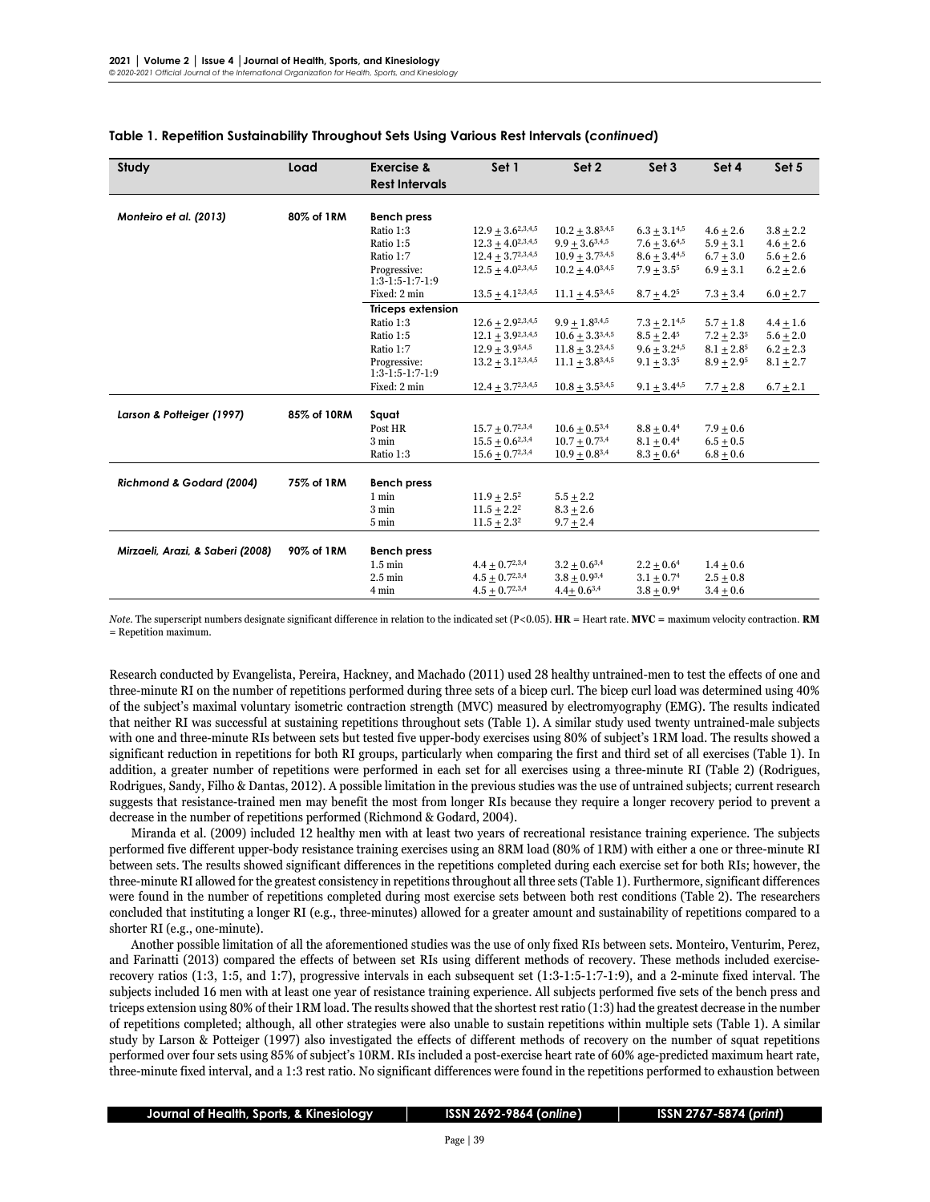**Table 1. Repetition Sustainability Throughout Sets Using Various Rest Intervals (*continued*)**

| Study | Load | Exercise & Rest Intervals | Set 1 | Set 2 | Set 3 | Set 4 | Set 5 |
|---|---|---|---|---|---|---|---|
| *Monteiro et al. (2013)* | 80% of 1RM | **Bench press** | | | | | |
| | | Ratio 1:3 | $12.9 \pm 3.6^{2,3,4,5}$ | $10.2 \pm 3.8^{3,4,5}$ | $6.3 \pm 3.1^{4,5}$ | $4.6 \pm 2.6$ | $3.8 \pm 2.2$ |
| | | Ratio 1:5 | $12.3 \pm 4.0^{2,3,4,5}$ | $9.9 \pm 3.6^{3,4,5}$ | $7.6 \pm 3.6^{4,5}$ | $5.9 \pm 3.1$ | $4.6 \pm 2.6$ |
| | | Ratio 1:7 | $12.4 \pm 3.7^{2,3,4,5}$ | $10.9 \pm 3.7^{3,4,5}$ | $8.6 \pm 3.4^{4,5}$ | $6.7 \pm 3.0$ | $5.6 \pm 2.6$ |
| | | Progressive: 1:3-1:5-1:7-1:9 | $12.5 \pm 4.0^{2,3,4,5}$ | $10.2 \pm 4.0^{3,4,5}$ | $7.9 \pm 3.5^{5}$ | $6.9 \pm 3.1$ | $6.2 \pm 2.6$ |
| | | Fixed: 2 min | $13.5 \pm 4.1^{2,3,4,5}$ | $11.1 \pm 4.5^{3,4,5}$ | $8.7 \pm 4.2^{5}$ | $7.3 \pm 3.4$ | $6.0 \pm 2.7$ |
| | | **Triceps extension** | | | | | |
| | | Ratio 1:3 | $12.6 \pm 2.9^{2,3,4,5}$ | $9.9 \pm 1.8^{3,4,5}$ | $7.3 \pm 2.1^{4,5}$ | $5.7 \pm 1.8$ | $4.4 \pm 1.6$ |
| | | Ratio 1:5 | $12.1 \pm 3.9^{2,3,4,5}$ | $10.6 \pm 3.3^{3,4,5}$ | $8.5 \pm 2.4^{5}$ | $7.2 \pm 2.3^{5}$ | $5.6 \pm 2.0$ |
| | | Ratio 1:7 | $12.9 \pm 3.9^{3,4,5}$ | $11.8 \pm 3.2^{3,4,5}$ | $9.6 \pm 3.2^{4,5}$ | $8.1 \pm 2.8^{5}$ | $6.2 \pm 2.3$ |
| | | Progressive: 1:3-1:5-1:7-1:9 | $13.2 \pm 3.1^{2,3,4,5}$ | $11.1 \pm 3.8^{3,4,5}$ | $9.1 \pm 3.3^{5}$ | $8.9 \pm 2.9^{5}$ | $8.1 \pm 2.7$ |
| | | Fixed: 2 min | $12.4 \pm 3.7^{2,3,4,5}$ | $10.8 \pm 3.5^{3,4,5}$ | $9.1 \pm 3.4^{4,5}$ | $7.7 \pm 2.8$ | $6.7 \pm 2.1$ |
| *Larson & Potteiger (1997)* | 85% of 10RM | **Squat** | | | | | |
| | | Post HR | $15.7 \pm 0.7^{2,3,4}$ | $10.6 \pm 0.5^{3,4}$ | $8.8 \pm 0.4^{4}$ | $7.9 \pm 0.6$ | |
| | | 3 min | $15.5 \pm 0.6^{2,3,4}$ | $10.7 \pm 0.7^{3,4}$ | $8.1 \pm 0.4^{4}$ | $6.5 \pm 0.5$ | |
| | | Ratio 1:3 | $15.6 \pm 0.7^{2,3,4}$ | $10.9 \pm 0.8^{3,4}$ | $8.3 \pm 0.6^{4}$ | $6.8 \pm 0.6$ | |
| *Richmond & Godard (2004)* | 75% of 1RM | **Bench press** | | | | | |
| | | 1 min | $11.9 \pm 2.5^{2}$ | $5.5 \pm 2.2$ | | | |
| | | 3 min | $11.5 \pm 2.2^{2}$ | $8.3 \pm 2.6$ | | | |
| | | 5 min | $11.5 \pm 2.3^{2}$ | $9.7 \pm 2.4$ | | | |
| *Mirzaeli, Arazi, & Saberi (2008)* | 90% of 1RM | **Bench press** | | | | | |
| | | 1.5 min | $4.4 \pm 0.7^{2,3,4}$ | $3.2 \pm 0.6^{3,4}$ | $2.2 \pm 0.6^{4}$ | $1.4 \pm 0.6$ | |
| | | 2.5 min | $4.5 \pm 0.7^{2,3,4}$ | $3.8 \pm 0.9^{3,4}$ | $3.1 \pm 0.7^{4}$ | $2.5 \pm 0.8$ | |
| | | 4 min | $4.5 \pm 0.7^{2,3,4}$ | $4.4 \pm 0.6^{3,4}$ | $3.8 \pm 0.9^{4}$ | $3.4 \pm 0.6$ | |

*Note.* The superscript numbers designate significant difference in relation to the indicated set (P<0.05). **HR** = Heart rate. **MVC** = maximum velocity contraction. **RM** = Repetition maximum.

Research conducted by Evangelista, Pereira, Hackney, and Machado (2011) used 28 healthy untrained-men to test the effects of one and three-minute RI on the number of repetitions performed during three sets of a bicep curl. The bicep curl load was determined using 40% of the subject's maximal voluntary isometric contraction strength (MVC) measured by electromyography (EMG). The results indicated that neither RI was successful at sustaining repetitions throughout sets (Table 1). A similar study used twenty untrained-male subjects with one and three-minute RIs between sets but tested five upper-body exercises using 80% of subject's 1RM load. The results showed a significant reduction in repetitions for both RI groups, particularly when comparing the first and third set of all exercises (Table 1). In addition, a greater number of repetitions were performed in each set for all exercises using a three-minute RI (Table 2) (Rodrigues, Rodrigues, Sandy, Filho & Dantas, 2012). A possible limitation in the previous studies was the use of untrained subjects; current research suggests that resistance-trained men may benefit the most from longer RIs because they require a longer recovery period to prevent a decrease in the number of repetitions performed (Richmond & Godard, 2004).

Miranda et al. (2009) included 12 healthy men with at least two years of recreational resistance training experience. The subjects performed five different upper-body resistance training exercises using an 8RM load (80% of 1RM) with either a one or three-minute RI between sets. The results showed significant differences in the repetitions completed during each exercise set for both RIs; however, the three-minute RI allowed for the greatest consistency in repetitions throughout all three sets (Table 1). Furthermore, significant differences were found in the number of repetitions completed during most exercise sets between both rest conditions (Table 2). The researchers concluded that instituting a longer RI (e.g., three-minutes) allowed for a greater amount and sustainability of repetitions compared to a shorter RI (e.g., one-minute).

Another possible limitation of all the aforementioned studies was the use of only fixed RIs between sets. Monteiro, Venturim, Perez, and Farinatti (2013) compared the effects of between set RIs using different methods of recovery. These methods included exercise-recovery ratios (1:3, 1:5, and 1:7), progressive intervals in each subsequent set (1:3-1:5-1:7-1:9), and a 2-minute fixed interval. The subjects included 16 men with at least one year of resistance training experience. All subjects performed five sets of the bench press and triceps extension using 80% of their 1RM load. The results showed that the shortest rest ratio (1:3) had the greatest decrease in the number of repetitions completed; although, all other strategies were also unable to sustain repetitions within multiple sets (Table 1). A similar study by Larson & Potteiger (1997) also investigated the effects of different methods of recovery on the number of squat repetitions performed over four sets using 85% of subject's 10RM. RIs included a post-exercise heart rate of 60% age-predicted maximum heart rate, three-minute fixed interval, and a 1:3 rest ratio. No significant differences were found in the repetitions performed to exhaustion between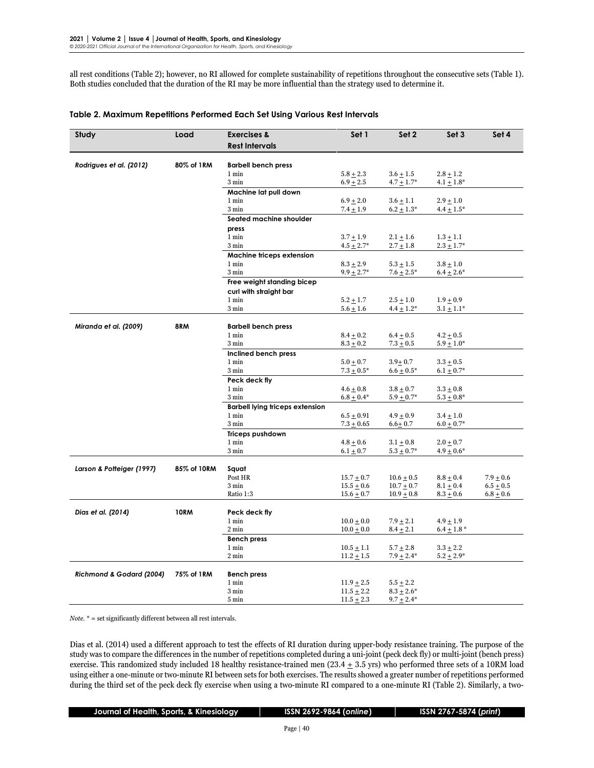all rest conditions (Table 2); however, no RI allowed for complete sustainability of repetitions throughout the consecutive sets (Table 1). Both studies concluded that the duration of the RI may be more influential than the strategy used to determine it.

**Table 2. Maximum Repetitions Performed Each Set Using Various Rest Intervals**

| Study | Load | Exercises & Rest Intervals | Set 1 | Set 2 | Set 3 | Set 4 |
|---|---|---|---|---|---|---|
| *Rodrigues et al. (2012)* | 80% of 1RM | **Barbell bench press** | | | | |
| | | 1 min | 5.8 ± 2.3 | 3.6 ± 1.5 | 2.8 ± 1.2 | |
| | | 3 min | 6.9 ± 2.5 | 4.7 ± 1.7* | 4.1 ± 1.8* | |
| | | **Machine lat pull down** | | | | |
| | | 1 min | 6.9 ± 2.0 | 3.6 ± 1.1 | 2.9 ± 1.0 | |
| | | 3 min | 7.4 ± 1.9 | 6.2 ± 1.3* | 4.4 ± 1.5* | |
| | | **Seated machine shoulder press** | | | | |
| | | 1 min | 3.7 ± 1.9 | 2.1 ± 1.6 | 1.3 ± 1.1 | |
| | | 3 min | 4.5 ± 2.7* | 2.7 ± 1.8 | 2.3 ± 1.7* | |
| | | **Machine triceps extension** | | | | |
| | | 1 min | 8.3 ± 2.9 | 5.3 ± 1.5 | 3.8 ± 1.0 | |
| | | 3 min | 9.9 ± 2.7* | 7.6 ± 2.5* | 6.4 ± 2.6* | |
| | | **Free weight standing bicep curl with straight bar** | | | | |
| | | 1 min | 5.2 ± 1.7 | 2.5 ± 1.0 | 1.9 ± 0.9 | |
| | | 3 min | 5.6 ± 1.6 | 4.4 ± 1.2* | 3.1 ± 1.1* | |
| *Miranda et al. (2009)* | 8RM | **Barbell bench press** | | | | |
| | | 1 min | 8.4 ± 0.2 | 6.4 ± 0.5 | 4.2 ± 0.5 | |
| | | 3 min | 8.3 ± 0.2 | 7.3 ± 0.5 | 5.9 ± 1.0* | |
| | | **Inclined bench press** | | | | |
| | | 1 min | 5.0 ± 0.7 | 3.9± 0.7 | 3.3 ± 0.5 | |
| | | 3 min | 7.3 ± 0.5* | 6.6 ± 0.5* | 6.1 ± 0.7* | |
| | | **Peck deck fly** | | | | |
| | | 1 min | 4.6 ± 0.8 | 3.8 ± 0.7 | 3.3 ± 0.8 | |
| | | 3 min | 6.8 ± 0.4* | 5.9 ± 0.7* | 5.3 ± 0.8* | |
| | | **Barbell lying triceps extension** | | | | |
| | | 1 min | 6.5 ± 0.91 | 4.9 ± 0.9 | 3.4 ± 1.0 | |
| | | 3 min | 7.3 ± 0.65 | 6.6± 0.7 | 6.0 ± 0.7* | |
| | | **Triceps pushdown** | | | | |
| | | 1 min | 4.8 ± 0.6 | 3.1 ± 0.8 | 2.0 ± 0.7 | |
| | | 3 min | 6.1 ± 0.7 | 5.3 ± 0.7* | 4.9 ± 0.6* | |
| *Larson & Potteiger (1997)* | 85% of 10RM | **Squat** | | | | |
| | | Post HR | 15.7 ± 0.7 | 10.6 ± 0.5 | 8.8 ± 0.4 | 7.9 ± 0.6 |
| | | 3 min | 15.5 ± 0.6 | 10.7 ± 0.7 | 8.1 ± 0.4 | 6.5 ± 0.5 |
| | | Ratio 1:3 | 15.6 ± 0.7 | 10.9 ± 0.8 | 8.3 ± 0.6 | 6.8 ± 0.6 |
| *Dias et al. (2014)* | 10RM | **Peck deck fly** | | | | |
| | | 1 min | 10.0 ± 0.0 | 7.9 ± 2.1 | 4.9 ± 1.9 | |
| | | 2 min | 10.0 ± 0.0 | 8.4 ± 2.1 | 6.4 ± 1.8 * | |
| | | **Bench press** | | | | |
| | | 1 min | 10.5 ± 1.1 | 5.7 ± 2.8 | 3.3 ± 2.2 | |
| | | 2 min | 11.2 ± 1.5 | 7.9 ± 2.4* | 5.2 ± 2.9* | |
| *Richmond & Godard (2004)* | 75% of 1RM | **Bench press** | | | | |
| | | 1 min | 11.9 ± 2.5 | 5.5 ± 2.2 | | |
| | | 3 min | 11.5 ± 2.2 | 8.3 ± 2.6* | | |
| | | 5 min | 11.5 ± 2.3 | 9.7 ± 2.4* | | |

*Note.* * = set significantly different between all rest intervals.

Dias et al. (2014) used a different approach to test the effects of RI duration during upper-body resistance training. The purpose of the study was to compare the differences in the number of repetitions completed during a uni-joint (peck deck fly) or multi-joint (bench press) exercise. This randomized study included 18 healthy resistance-trained men (23.4 ± 3.5 yrs) who performed three sets of a 10RM load using either a one-minute or two-minute RI between sets for both exercises. The results showed a greater number of repetitions performed during the third set of the peck deck fly exercise when using a two-minute RI compared to a one-minute RI (Table 2). Similarly, a two-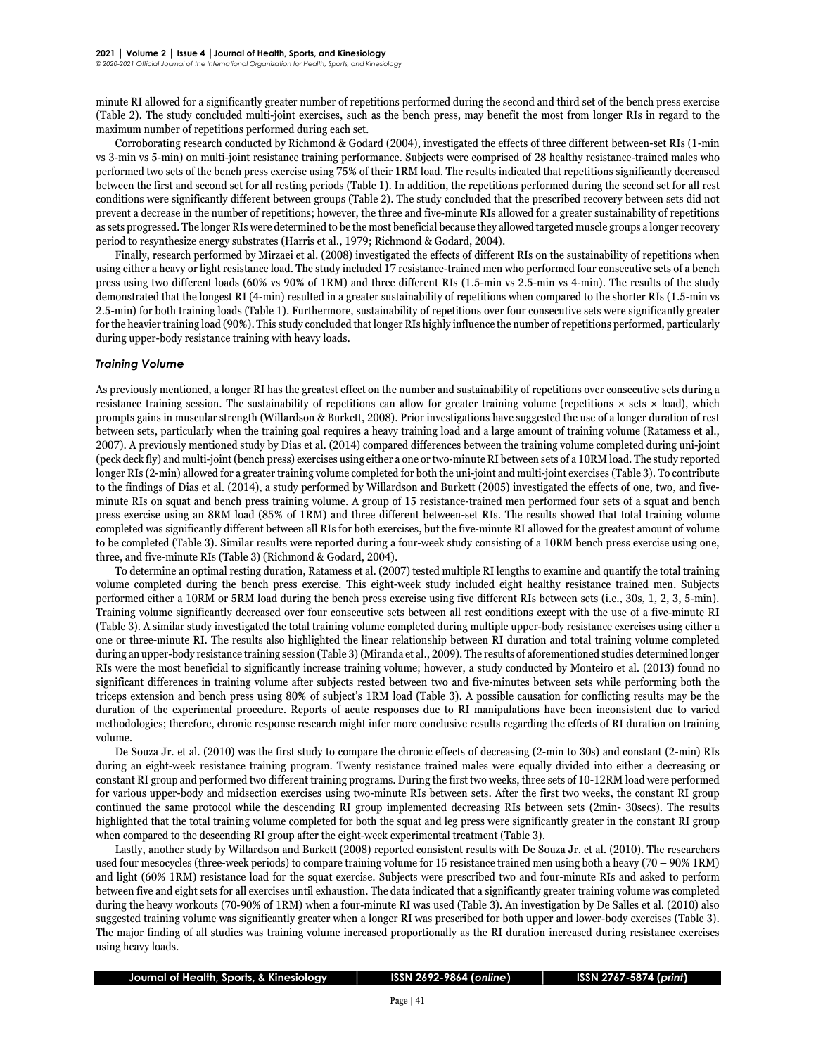minute RI allowed for a significantly greater number of repetitions performed during the second and third set of the bench press exercise (Table 2). The study concluded multi-joint exercises, such as the bench press, may benefit the most from longer RIs in regard to the maximum number of repetitions performed during each set.

Corroborating research conducted by Richmond & Godard (2004), investigated the effects of three different between-set RIs (1-min vs 3-min vs 5-min) on multi-joint resistance training performance. Subjects were comprised of 28 healthy resistance-trained males who performed two sets of the bench press exercise using 75% of their 1RM load. The results indicated that repetitions significantly decreased between the first and second set for all resting periods (Table 1). In addition, the repetitions performed during the second set for all rest conditions were significantly different between groups (Table 2). The study concluded that the prescribed recovery between sets did not prevent a decrease in the number of repetitions; however, the three and five-minute RIs allowed for a greater sustainability of repetitions as sets progressed. The longer RIs were determined to be the most beneficial because they allowed targeted muscle groups a longer recovery period to resynthesize energy substrates (Harris et al., 1979; Richmond & Godard, 2004).

Finally, research performed by Mirzaei et al. (2008) investigated the effects of different RIs on the sustainability of repetitions when using either a heavy or light resistance load. The study included 17 resistance-trained men who performed four consecutive sets of a bench press using two different loads (60% vs 90% of 1RM) and three different RIs (1.5-min vs 2.5-min vs 4-min). The results of the study demonstrated that the longest RI (4-min) resulted in a greater sustainability of repetitions when compared to the shorter RIs (1.5-min vs 2.5-min) for both training loads (Table 1). Furthermore, sustainability of repetitions over four consecutive sets were significantly greater for the heavier training load (90%). This study concluded that longer RIs highly influence the number of repetitions performed, particularly during upper-body resistance training with heavy loads.

### *Training Volume*

As previously mentioned, a longer RI has the greatest effect on the number and sustainability of repetitions over consecutive sets during a resistance training session. The sustainability of repetitions can allow for greater training volume (repetitions × sets × load), which prompts gains in muscular strength (Willardson & Burkett, 2008). Prior investigations have suggested the use of a longer duration of rest between sets, particularly when the training goal requires a heavy training load and a large amount of training volume (Ratamess et al., 2007). A previously mentioned study by Dias et al. (2014) compared differences between the training volume completed during uni-joint (peck deck fly) and multi-joint (bench press) exercises using either a one or two-minute RI between sets of a 10RM load. The study reported longer RIs (2-min) allowed for a greater training volume completed for both the uni-joint and multi-joint exercises (Table 3). To contribute to the findings of Dias et al. (2014), a study performed by Willardson and Burkett (2005) investigated the effects of one, two, and five-minute RIs on squat and bench press training volume. A group of 15 resistance-trained men performed four sets of a squat and bench press exercise using an 8RM load (85% of 1RM) and three different between-set RIs. The results showed that total training volume completed was significantly different between all RIs for both exercises, but the five-minute RI allowed for the greatest amount of volume to be completed (Table 3). Similar results were reported during a four-week study consisting of a 10RM bench press exercise using one, three, and five-minute RIs (Table 3) (Richmond & Godard, 2004).

To determine an optimal resting duration, Ratamess et al. (2007) tested multiple RI lengths to examine and quantify the total training volume completed during the bench press exercise. This eight-week study included eight healthy resistance trained men. Subjects performed either a 10RM or 5RM load during the bench press exercise using five different RIs between sets (i.e., 30s, 1, 2, 3, 5-min). Training volume significantly decreased over four consecutive sets between all rest conditions except with the use of a five-minute RI (Table 3). A similar study investigated the total training volume completed during multiple upper-body resistance exercises using either a one or three-minute RI. The results also highlighted the linear relationship between RI duration and total training volume completed during an upper-body resistance training session (Table 3) (Miranda et al., 2009). The results of aforementioned studies determined longer RIs were the most beneficial to significantly increase training volume; however, a study conducted by Monteiro et al. (2013) found no significant differences in training volume after subjects rested between two and five-minutes between sets while performing both the triceps extension and bench press using 80% of subject's 1RM load (Table 3). A possible causation for conflicting results may be the duration of the experimental procedure. Reports of acute responses due to RI manipulations have been inconsistent due to varied methodologies; therefore, chronic response research might infer more conclusive results regarding the effects of RI duration on training volume.

De Souza Jr. et al. (2010) was the first study to compare the chronic effects of decreasing (2-min to 30s) and constant (2-min) RIs during an eight-week resistance training program. Twenty resistance trained males were equally divided into either a decreasing or constant RI group and performed two different training programs. During the first two weeks, three sets of 10-12RM load were performed for various upper-body and midsection exercises using two-minute RIs between sets. After the first two weeks, the constant RI group continued the same protocol while the descending RI group implemented decreasing RIs between sets (2min- 30secs). The results highlighted that the total training volume completed for both the squat and leg press were significantly greater in the constant RI group when compared to the descending RI group after the eight-week experimental treatment (Table 3).

Lastly, another study by Willardson and Burkett (2008) reported consistent results with De Souza Jr. et al. (2010). The researchers used four mesocycles (three-week periods) to compare training volume for 15 resistance trained men using both a heavy (70 – 90% 1RM) and light (60% 1RM) resistance load for the squat exercise. Subjects were prescribed two and four-minute RIs and asked to perform between five and eight sets for all exercises until exhaustion. The data indicated that a significantly greater training volume was completed during the heavy workouts (70-90% of 1RM) when a four-minute RI was used (Table 3). An investigation by De Salles et al. (2010) also suggested training volume was significantly greater when a longer RI was prescribed for both upper and lower-body exercises (Table 3). The major finding of all studies was training volume increased proportionally as the RI duration increased during resistance exercises using heavy loads.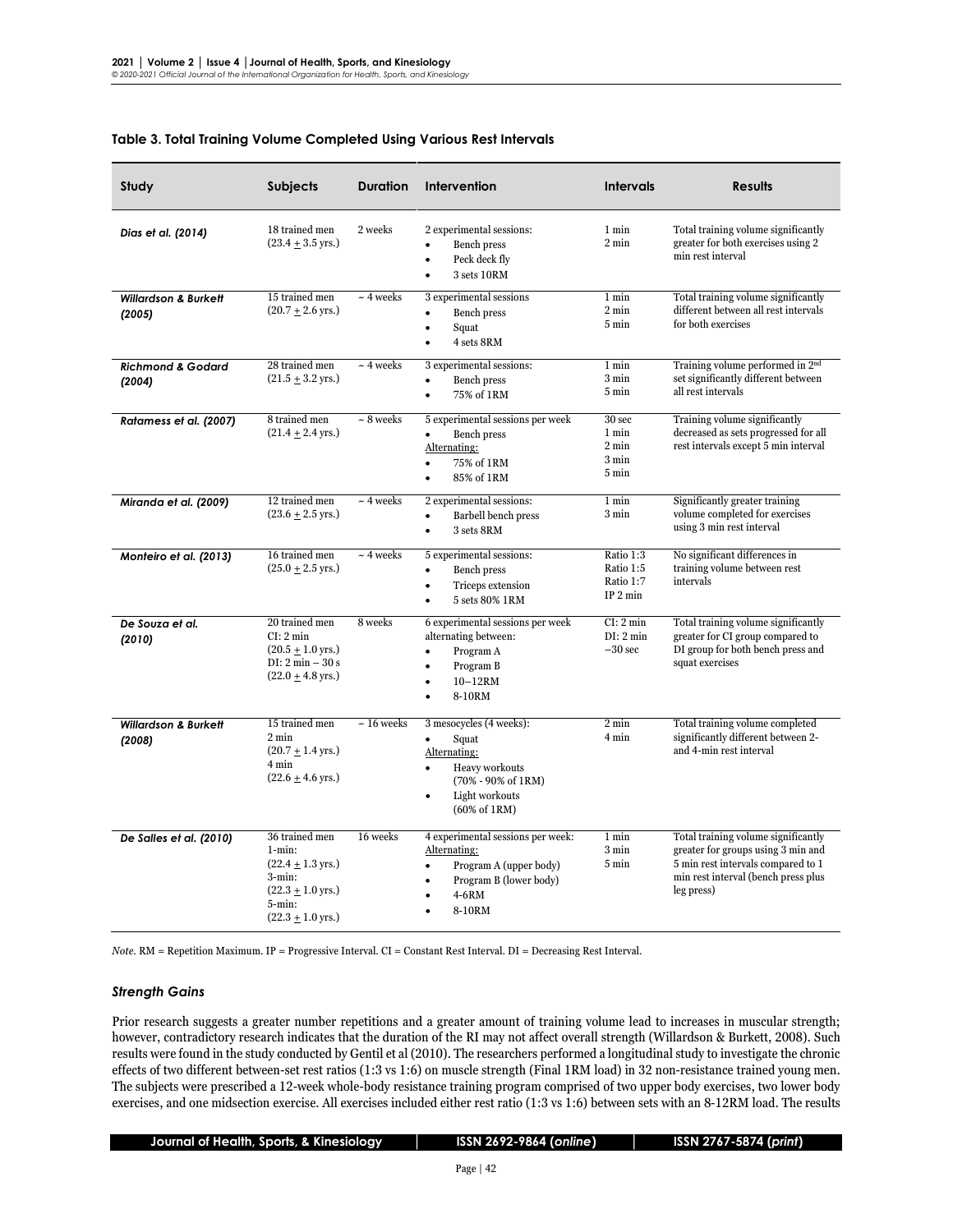**Table 3. Total Training Volume Completed Using Various Rest Intervals**

| Study | Subjects | Duration | Intervention | Intervals | Results |
|---|---|---|---|---|---|
| ***Dias et al. (2014)*** | 18 trained men (23.4 ± 3.5 yrs.) | 2 weeks | 2 experimental sessions: • Bench press • Peck deck fly • 3 sets 10RM | 1 min 2 min | Total training volume significantly greater for both exercises using 2 min rest interval |
| ***Willardson & Burkett (2005)*** | 15 trained men (20.7 ± 2.6 yrs.) | ~ 4 weeks | 3 experimental sessions • Bench press • Squat • 4 sets 8RM | 1 min 2 min 5 min | Total training volume significantly different between all rest intervals for both exercises |
| ***Richmond & Godard (2004)*** | 28 trained men (21.5 ± 3.2 yrs.) | ~ 4 weeks | 3 experimental sessions: • Bench press • 75% of 1RM | 1 min 3 min 5 min | Training volume performed in 2nd set significantly different between all rest intervals |
| ***Ratamess et al. (2007)*** | 8 trained men (21.4 ± 2.4 yrs.) | ~ 8 weeks | 5 experimental sessions per week • Bench press Alternating: • 75% of 1RM • 85% of 1RM | 30 sec 1 min 2 min 3 min 5 min | Training volume significantly decreased as sets progressed for all rest intervals except 5 min interval |
| ***Miranda et al. (2009)*** | 12 trained men (23.6 ± 2.5 yrs.) | ~ 4 weeks | 2 experimental sessions: • Barbell bench press • 3 sets 8RM | 1 min 3 min | Significantly greater training volume completed for exercises using 3 min rest interval |
| ***Monteiro et al. (2013)*** | 16 trained men (25.0 ± 2.5 yrs.) | ~ 4 weeks | 5 experimental sessions: • Bench press • Triceps extension • 5 sets 80% 1RM | Ratio 1:3 Ratio 1:5 Ratio 1:7 IP 2 min | No significant differences in training volume between rest intervals |
| ***De Souza et al. (2010)*** | 20 trained men CI: 2 min (20.5 ± 1.0 yrs.) DI: 2 min – 30 s (22.0 ± 4.8 yrs.) | 8 weeks | 6 experimental sessions per week alternating between: • Program A • Program B • 10–12RM • 8-10RM | CI: 2 min DI: 2 min –30 sec | Total training volume significantly greater for CI group compared to DI group for both bench press and squat exercises |
| ***Willardson & Burkett (2008)*** | 15 trained men 2 min (20.7 ± 1.4 yrs.) 4 min (22.6 ± 4.6 yrs.) | ~ 16 weeks | 3 mesocycles (4 weeks): • Squat Alternating: • Heavy workouts (70% - 90% of 1RM) • Light workouts (60% of 1RM) | 2 min 4 min | Total training volume completed significantly different between 2- and 4-min rest interval |
| ***De Salles et al. (2010)*** | 36 trained men 1-min: (22.4 ± 1.3 yrs.) 3-min: (22.3 ± 1.0 yrs.) 5-min: (22.3 ± 1.0 yrs.) | 16 weeks | 4 experimental sessions per week: Alternating: • Program A (upper body) • Program B (lower body) • 4-6RM • 8-10RM | 1 min 3 min 5 min | Total training volume significantly greater for groups using 3 min and 5 min rest intervals compared to 1 min rest interval (bench press plus leg press) |

*Note.* RM = Repetition Maximum. IP = Progressive Interval. CI = Constant Rest Interval. DI = Decreasing Rest Interval.

### *Strength Gains*

Prior research suggests a greater number repetitions and a greater amount of training volume lead to increases in muscular strength; however, contradictory research indicates that the duration of the RI may not affect overall strength (Willardson & Burkett, 2008). Such results were found in the study conducted by Gentil et al (2010). The researchers performed a longitudinal study to investigate the chronic effects of two different between-set rest ratios (1:3 vs 1:6) on muscle strength (Final 1RM load) in 32 non-resistance trained young men. The subjects were prescribed a 12-week whole-body resistance training program comprised of two upper body exercises, two lower body exercises, and one midsection exercise. All exercises included either rest ratio (1:3 vs 1:6) between sets with an 8-12RM load. The results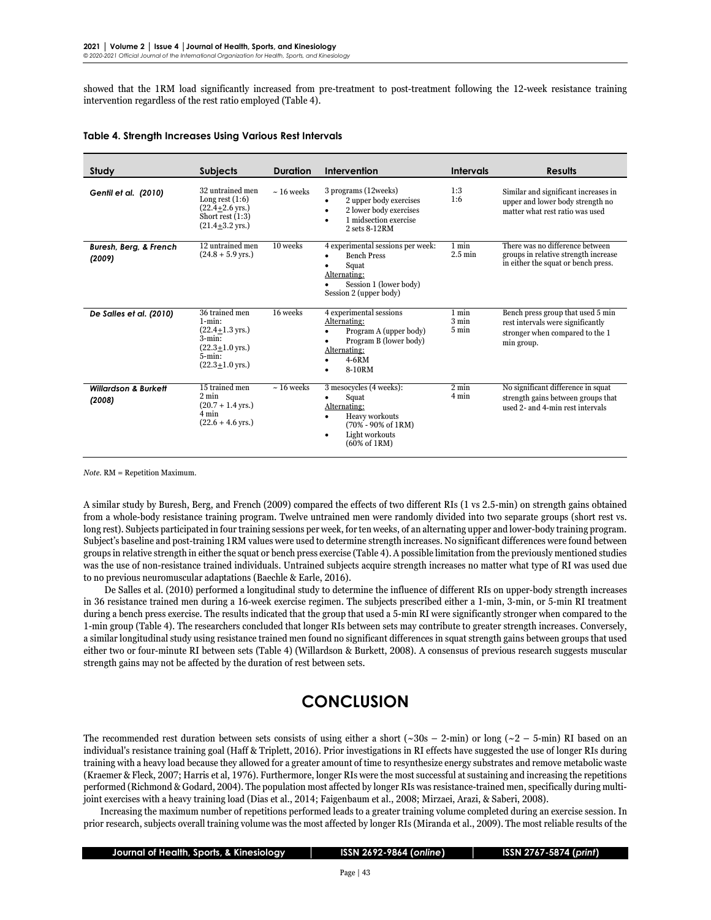showed that the 1RM load significantly increased from pre-treatment to post-treatment following the 12-week resistance training intervention regardless of the rest ratio employed (Table 4).

**Table 4. Strength Increases Using Various Rest Intervals**

| Study | Subjects | Duration | Intervention | Intervals | Results |
|---|---|---|---|---|---|
| *Gentil et al. (2010)* | 32 untrained men<br>Long rest (1:6)<br>(22.4±2.6 yrs.)<br>Short rest (1:3)<br>(21.4±3.2 yrs.) | ~ 16 weeks | 3 programs (12weeks)<br>• 2 upper body exercises<br>• 2 lower body exercises<br>• 1 midsection exercise<br>2 sets 8-12RM | 1:3<br>1:6 | Similar and significant increases in upper and lower body strength no matter what rest ratio was used |
| *Buresh, Berg, & French (2009)* | 12 untrained men<br>(24.8 + 5.9 yrs.) | 10 weeks | 4 experimental sessions per week:<br>• Bench Press<br>• Squat<br>Alternating:<br>• Session 1 (lower body)<br>Session 2 (upper body) | 1 min<br>2.5 min | There was no difference between groups in relative strength increase in either the squat or bench press. |
| *De Salles et al. (2010)* | 36 trained men<br>1-min:<br>(22.4±1.3 yrs.)<br>3-min:<br>(22.3±1.0 yrs.)<br>5-min:<br>(22.3±1.0 yrs.) | 16 weeks | 4 experimental sessions<br>Alternating:<br>• Program A (upper body)<br>• Program B (lower body)<br>Alternating:<br>• 4-6RM<br>• 8-10RM | 1 min<br>3 min<br>5 min | Bench press group that used 5 min rest intervals were significantly stronger when compared to the 1 min group. |
| *Willardson & Burkett (2008)* | 15 trained men<br>2 min<br>(20.7 + 1.4 yrs.)<br>4 min<br>(22.6 + 4.6 yrs.) | ~ 16 weeks | 3 mesocycles (4 weeks):<br>• Squat<br>Alternating:<br>• Heavy workouts (70% - 90% of 1RM)<br>• Light workouts (60% of 1RM) | 2 min<br>4 min | No significant difference in squat strength gains between groups that used 2- and 4-min rest intervals |

*Note.* RM = Repetition Maximum.

A similar study by Buresh, Berg, and French (2009) compared the effects of two different RIs (1 vs 2.5-min) on strength gains obtained from a whole-body resistance training program. Twelve untrained men were randomly divided into two separate groups (short rest vs. long rest). Subjects participated in four training sessions per week, for ten weeks, of an alternating upper and lower-body training program. Subject's baseline and post-training 1RM values were used to determine strength increases. No significant differences were found between groups in relative strength in either the squat or bench press exercise (Table 4). A possible limitation from the previously mentioned studies was the use of non-resistance trained individuals. Untrained subjects acquire strength increases no matter what type of RI was used due to no previous neuromuscular adaptations (Baechle & Earle, 2016).

De Salles et al. (2010) performed a longitudinal study to determine the influence of different RIs on upper-body strength increases in 36 resistance trained men during a 16-week exercise regimen. The subjects prescribed either a 1-min, 3-min, or 5-min RI treatment during a bench press exercise. The results indicated that the group that used a 5-min RI were significantly stronger when compared to the 1-min group (Table 4). The researchers concluded that longer RIs between sets may contribute to greater strength increases. Conversely, a similar longitudinal study using resistance trained men found no significant differences in squat strength gains between groups that used either two or four-minute RI between sets (Table 4) (Willardson & Burkett, 2008). A consensus of previous research suggests muscular strength gains may not be affected by the duration of rest between sets.

# CONCLUSION

The recommended rest duration between sets consists of using either a short (~30s – 2-min) or long (~2 – 5-min) RI based on an individual's resistance training goal (Haff & Triplett, 2016). Prior investigations in RI effects have suggested the use of longer RIs during training with a heavy load because they allowed for a greater amount of time to resynthesize energy substrates and remove metabolic waste (Kraemer & Fleck, 2007; Harris et al, 1976). Furthermore, longer RIs were the most successful at sustaining and increasing the repetitions performed (Richmond & Godard, 2004). The population most affected by longer RIs was resistance-trained men, specifically during multi-joint exercises with a heavy training load (Dias et al., 2014; Faigenbaum et al., 2008; Mirzaei, Arazi, & Saberi, 2008).

Increasing the maximum number of repetitions performed leads to a greater training volume completed during an exercise session. In prior research, subjects overall training volume was the most affected by longer RIs (Miranda et al., 2009). The most reliable results of the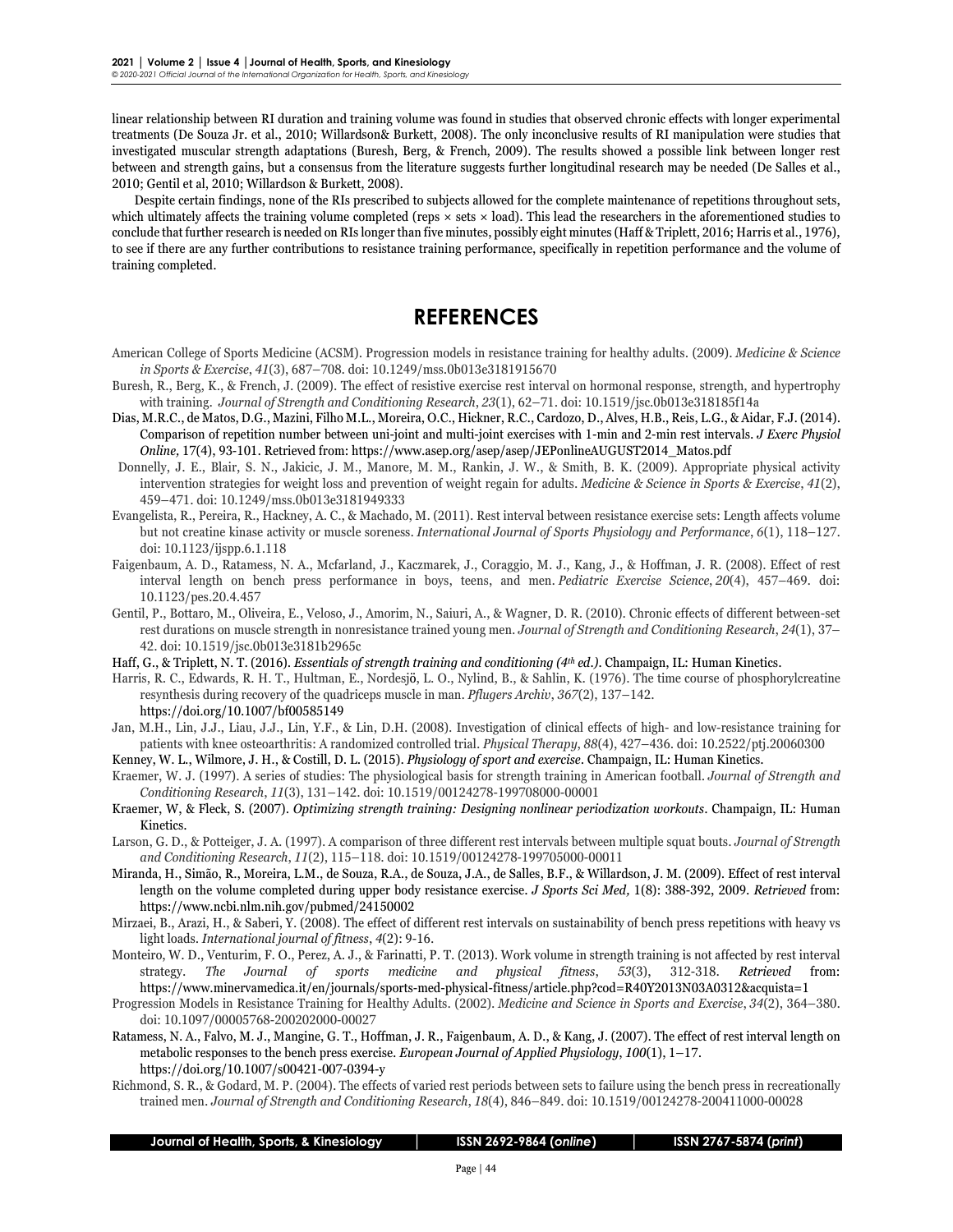linear relationship between RI duration and training volume was found in studies that observed chronic effects with longer experimental treatments (De Souza Jr. et al., 2010; Willardson& Burkett, 2008). The only inconclusive results of RI manipulation were studies that investigated muscular strength adaptations (Buresh, Berg, & French, 2009). The results showed a possible link between longer rest between and strength gains, but a consensus from the literature suggests further longitudinal research may be needed (De Salles et al., 2010; Gentil et al, 2010; Willardson & Burkett, 2008).

Despite certain findings, none of the RIs prescribed to subjects allowed for the complete maintenance of repetitions throughout sets, which ultimately affects the training volume completed (reps × sets × load). This lead the researchers in the aforementioned studies to conclude that further research is needed on RIs longer than five minutes, possibly eight minutes (Haff & Triplett, 2016; Harris et al., 1976), to see if there are any further contributions to resistance training performance, specifically in repetition performance and the volume of training completed.

## REFERENCES

American College of Sports Medicine (ACSM). Progression models in resistance training for healthy adults. (2009). *Medicine & Science in Sports & Exercise*, *41*(3), 687–708. doi: 10.1249/mss.0b013e3181915670

Buresh, R., Berg, K., & French, J. (2009). The effect of resistive exercise rest interval on hormonal response, strength, and hypertrophy with training. *Journal of Strength and Conditioning Research*, *23*(1), 62–71. doi: 10.1519/jsc.0b013e318185f14a

Dias, M.R.C., de Matos, D.G., Mazini, Filho M.L., Moreira, O.C., Hickner, R.C., Cardozo, D., Alves, H.B., Reis, L.G., & Aidar, F.J. (2014). Comparison of repetition number between uni-joint and multi-joint exercises with 1-min and 2-min rest intervals. *J Exerc Physiol Online,* 17(4), 93-101. Retrieved from: https://www.asep.org/asep/asep/JEPonlineAUGUST2014_Matos.pdf

Donnelly, J. E., Blair, S. N., Jakicic, J. M., Manore, M. M., Rankin, J. W., & Smith, B. K. (2009). Appropriate physical activity intervention strategies for weight loss and prevention of weight regain for adults. *Medicine & Science in Sports & Exercise*, *41*(2), 459–471. doi: 10.1249/mss.0b013e3181949333

Evangelista, R., Pereira, R., Hackney, A. C., & Machado, M. (2011). Rest interval between resistance exercise sets: Length affects volume but not creatine kinase activity or muscle soreness. *International Journal of Sports Physiology and Performance*, *6*(1), 118–127. doi: 10.1123/ijspp.6.1.118

Faigenbaum, A. D., Ratamess, N. A., Mcfarland, J., Kaczmarek, J., Coraggio, M. J., Kang, J., & Hoffman, J. R. (2008). Effect of rest interval length on bench press performance in boys, teens, and men. *Pediatric Exercise Science*, *20*(4), 457–469. doi: 10.1123/pes.20.4.457

Gentil, P., Bottaro, M., Oliveira, E., Veloso, J., Amorim, N., Saiuri, A., & Wagner, D. R. (2010). Chronic effects of different between-set rest durations on muscle strength in nonresistance trained young men. *Journal of Strength and Conditioning Research*, *24*(1), 37–42. doi: 10.1519/jsc.0b013e3181b2965c

Haff, G., & Triplett, N. T. (2016). *Essentials of strength training and conditioning (4th ed.)*. Champaign, IL: Human Kinetics.

Harris, R. C., Edwards, R. H. T., Hultman, E., Nordesjö, L. O., Nylind, B., & Sahlin, K. (1976). The time course of phosphorylcreatine resynthesis during recovery of the quadriceps muscle in man. *Pflugers Archiv*, *367*(2), 137–142. https://doi.org/10.1007/bf00585149

Jan, M.H., Lin, J.J., Liau, J.J., Lin, Y.F., & Lin, D.H. (2008). Investigation of clinical effects of high- and low-resistance training for patients with knee osteoarthritis: A randomized controlled trial. *Physical Therapy*, *88*(4), 427–436. doi: 10.2522/ptj.20060300

Kenney, W. L., Wilmore, J. H., & Costill, D. L. (2015). *Physiology of sport and exercise*. Champaign, IL: Human Kinetics.

Kraemer, W. J. (1997). A series of studies: The physiological basis for strength training in American football. *Journal of Strength and Conditioning Research*, *11*(3), 131–142. doi: 10.1519/00124278-199708000-00001

Kraemer, W, & Fleck, S. (2007). *Optimizing strength training: Designing nonlinear periodization workouts*. Champaign, IL: Human Kinetics.

Larson, G. D., & Potteiger, J. A. (1997). A comparison of three different rest intervals between multiple squat bouts. *Journal of Strength and Conditioning Research*, *11*(2), 115–118. doi: 10.1519/00124278-199705000-00011

Miranda, H., Simão, R., Moreira, L.M., de Souza, R.A., de Souza, J.A., de Salles, B.F., & Willardson, J. M. (2009). Effect of rest interval length on the volume completed during upper body resistance exercise. *J Sports Sci Med,* 1(8): 388-392, 2009. *Retrieved* from: https://www.ncbi.nlm.nih.gov/pubmed/24150002

Mirzaei, B., Arazi, H., & Saberi, Y. (2008). The effect of different rest intervals on sustainability of bench press repetitions with heavy vs light loads. *International journal of fitness*, *4*(2): 9-16.

Monteiro, W. D., Venturim, F. O., Perez, A. J., & Farinatti, P. T. (2013). Work volume in strength training is not affected by rest interval strategy. *The Journal of sports medicine and physical fitness*, *53*(3), 312-318. *Retrieved* from: https://www.minervamedica.it/en/journals/sports-med-physical-fitness/article.php?cod=R40Y2013N03A0312&acquista=1

Progression Models in Resistance Training for Healthy Adults. (2002). *Medicine and Science in Sports and Exercise*, *34*(2), 364–380. doi: 10.1097/00005768-200202000-00027

Ratamess, N. A., Falvo, M. J., Mangine, G. T., Hoffman, J. R., Faigenbaum, A. D., & Kang, J. (2007). The effect of rest interval length on metabolic responses to the bench press exercise. *European Journal of Applied Physiology*, *100*(1), 1–17. https://doi.org/10.1007/s00421-007-0394-y

Richmond, S. R., & Godard, M. P. (2004). The effects of varied rest periods between sets to failure using the bench press in recreationally trained men. *Journal of Strength and Conditioning Research*, *18*(4), 846–849. doi: 10.1519/00124278-200411000-00028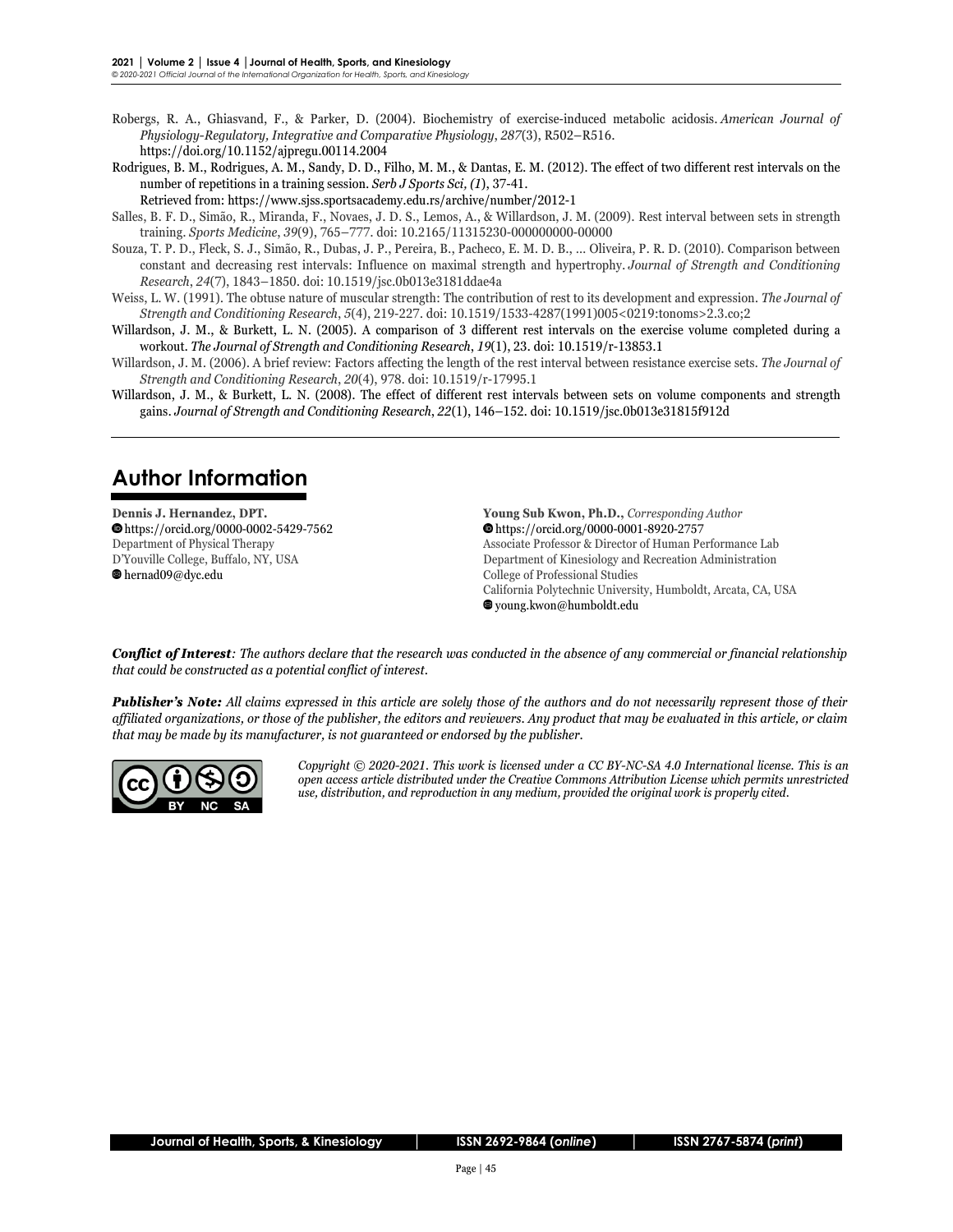Robergs, R. A., Ghiasvand, F., & Parker, D. (2004). Biochemistry of exercise-induced metabolic acidosis. *American Journal of Physiology-Regulatory, Integrative and Comparative Physiology*, *287*(3), R502–R516. https://doi.org/10.1152/ajpregu.00114.2004

Rodrigues, B. M., Rodrigues, A. M., Sandy, D. D., Filho, M. M., & Dantas, E. M. (2012). The effect of two different rest intervals on the number of repetitions in a training session. *Serb J Sports Sci, (1)*, 37-41. Retrieved from: https://www.sjss.sportsacademy.edu.rs/archive/number/2012-1

Salles, B. F. D., Simão, R., Miranda, F., Novaes, J. D. S., Lemos, A., & Willardson, J. M. (2009). Rest interval between sets in strength training. *Sports Medicine*, *39*(9), 765–777. doi: 10.2165/11315230-000000000-00000

Souza, T. P. D., Fleck, S. J., Simão, R., Dubas, J. P., Pereira, B., Pacheco, E. M. D. B., ... Oliveira, P. R. D. (2010). Comparison between constant and decreasing rest intervals: Influence on maximal strength and hypertrophy. *Journal of Strength and Conditioning Research*, *24*(7), 1843–1850. doi: 10.1519/jsc.0b013e3181ddae4a

Weiss, L. W. (1991). The obtuse nature of muscular strength: The contribution of rest to its development and expression. *The Journal of Strength and Conditioning Research*, *5*(4), 219-227. doi: 10.1519/1533-4287(1991)005<0219:tonoms>2.3.co;2

Willardson, J. M., & Burkett, L. N. (2005). A comparison of 3 different rest intervals on the exercise volume completed during a workout. *The Journal of Strength and Conditioning Research*, *19*(1), 23. doi: 10.1519/r-13853.1

Willardson, J. M. (2006). A brief review: Factors affecting the length of the rest interval between resistance exercise sets. *The Journal of Strength and Conditioning Research*, *20*(4), 978. doi: 10.1519/r-17995.1

Willardson, J. M., & Burkett, L. N. (2008). The effect of different rest intervals between sets on volume components and strength gains. *Journal of Strength and Conditioning Research*, *22*(1), 146–152. doi: 10.1519/jsc.0b013e31815f912d

## Author Information

**Dennis J. Hernandez, DPT.**
https://orcid.org/0000-0002-5429-7562
Department of Physical Therapy
D'Youville College, Buffalo, NY, USA
hernad09@dyc.edu

**Young Sub Kwon, Ph.D.**, *Corresponding Author*
https://orcid.org/0000-0001-8920-2757
Associate Professor & Director of Human Performance Lab
Department of Kinesiology and Recreation Administration
College of Professional Studies
California Polytechnic University, Humboldt, Arcata, CA, USA
young.kwon@humboldt.edu

***Conflict of Interest****: The authors declare that the research was conducted in the absence of any commercial or financial relationship that could be constructed as a potential conflict of interest.*

***Publisher's Note:*** *All claims expressed in this article are solely those of the authors and do not necessarily represent those of their affiliated organizations, or those of the publisher, the editors and reviewers. Any product that may be evaluated in this article, or claim that may be made by its manufacturer, is not guaranteed or endorsed by the publisher.*

*Copyright © 2020-2021. This work is licensed under a CC BY-NC-SA 4.0 International license. This is an open access article distributed under the Creative Commons Attribution License which permits unrestricted use, distribution, and reproduction in any medium, provided the original work is properly cited.*